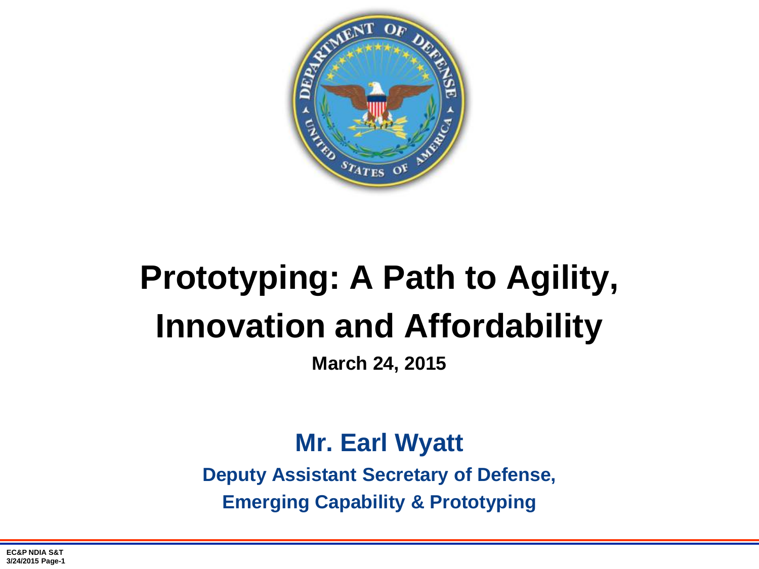# Prototyping: A Path to Agility, Innovation and Affordability

**March 24, 2015**

**Mr. Earl Wyatt**

**Deputy Assistant Secretary of Defense, Emerging Capability & Prototyping**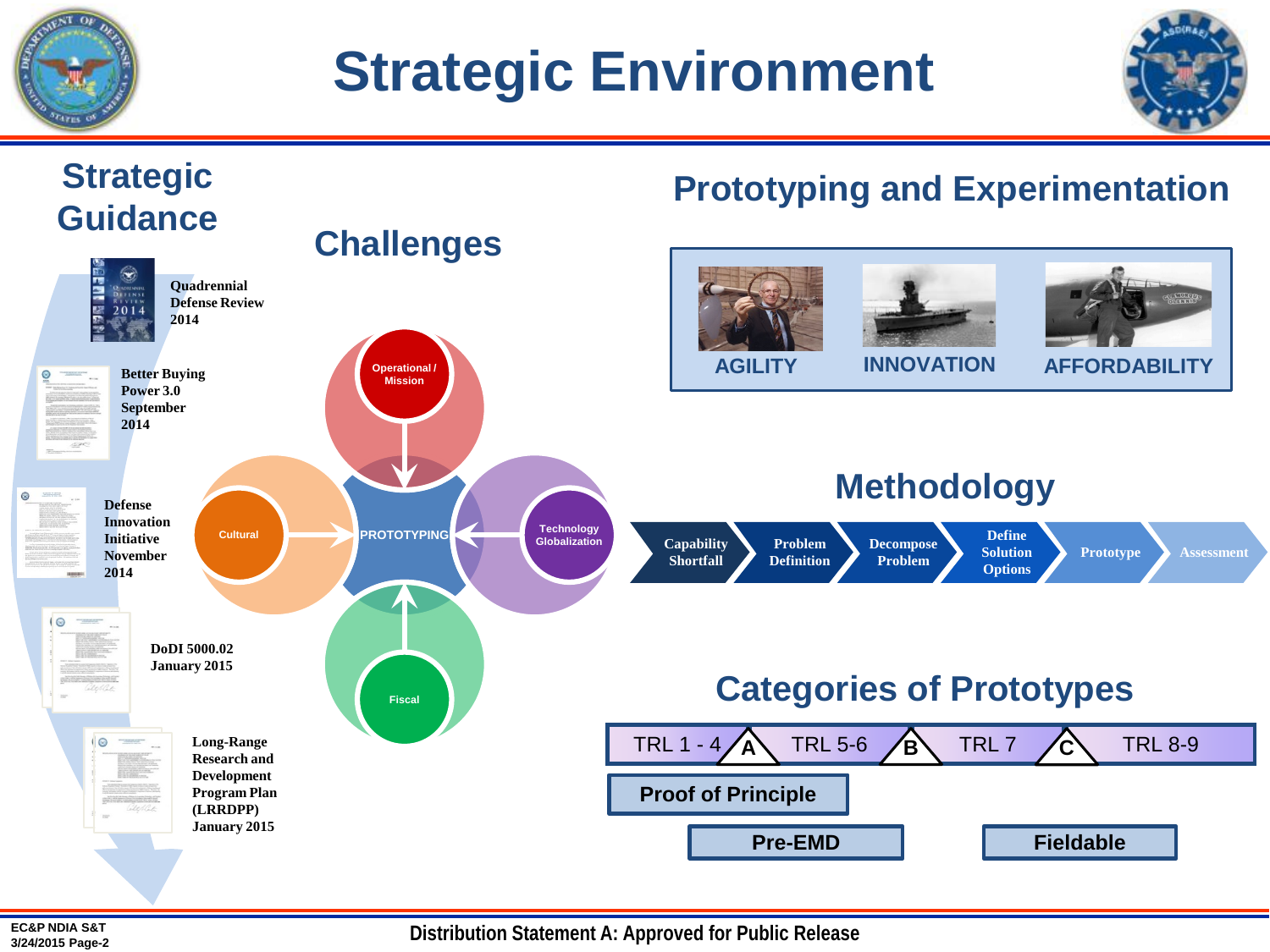# Strategic Environment

## Strategic Guidance

- Quadrennial Defense Review 2014
- Better Buying Power 3.0 September 2014
- Defense Innovation Initiative November 2014
- DoDI 5000.02 January 2015
- Long-Range Research and Development Program Plan (LRRDPP) January 2015

## Challenges

- Operational / Mission
- Cultural
- Technology Globalization
- Fiscal

PROTOTYPING

## Prototyping and Experimentation

AGILITY | INNOVATION | AFFORDABILITY

## Methodology

Capability Shortfall → Problem Definition → Decompose Problem → Define Solution Options → Prototype → Assessment

## Categories of Prototypes

TRL 1 - 4 | A | TRL 5-6 | B | TRL 7 | C | TRL 8-9

- Proof of Principle
- Pre-EMD
- Fieldable

EC&P NDIA S&T 3/24/2015

Distribution Statement A: Approved for Public Release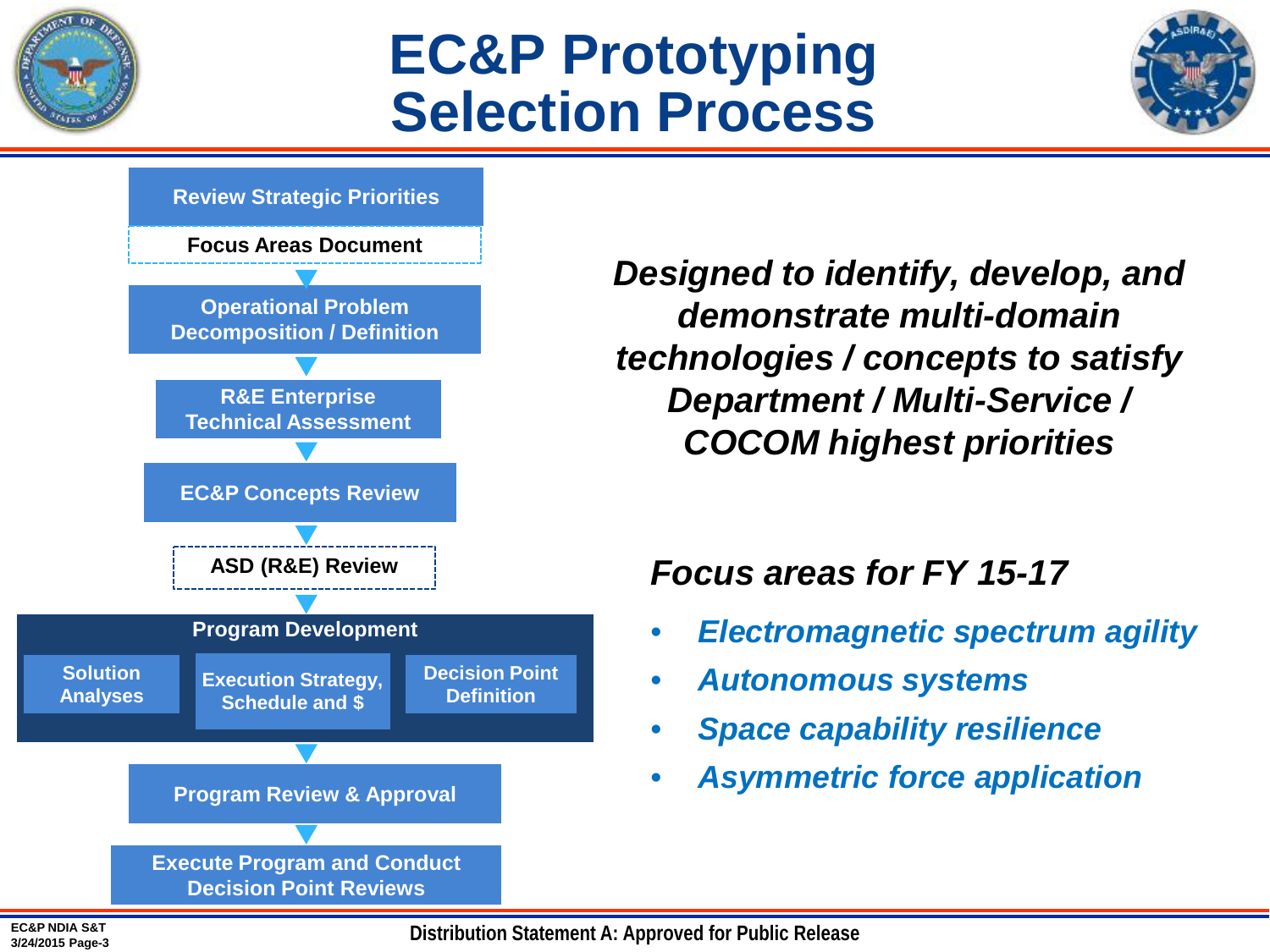# EC&P Prototyping Selection Process

- Review Strategic Priorities
  - Focus Areas Document
- Operational Problem Decomposition / Definition
- R&E Enterprise Technical Assessment
- EC&P Concepts Review
- ASD (R&E) Review
- Program Development
  - Solution Analyses
  - Execution Strategy, Schedule and $
  - Decision Point Definition
- Program Review & Approval
- Execute Program and Conduct Decision Point Reviews

***Designed to identify, develop, and demonstrate multi-domain technologies / concepts to satisfy Department / Multi-Service / COCOM highest priorities***

***Focus areas for FY 15-17***

- *Electromagnetic spectrum agility*
- *Autonomous systems*
- *Space capability resilience*
- *Asymmetric force application*

Distribution Statement A: Approved for Public Release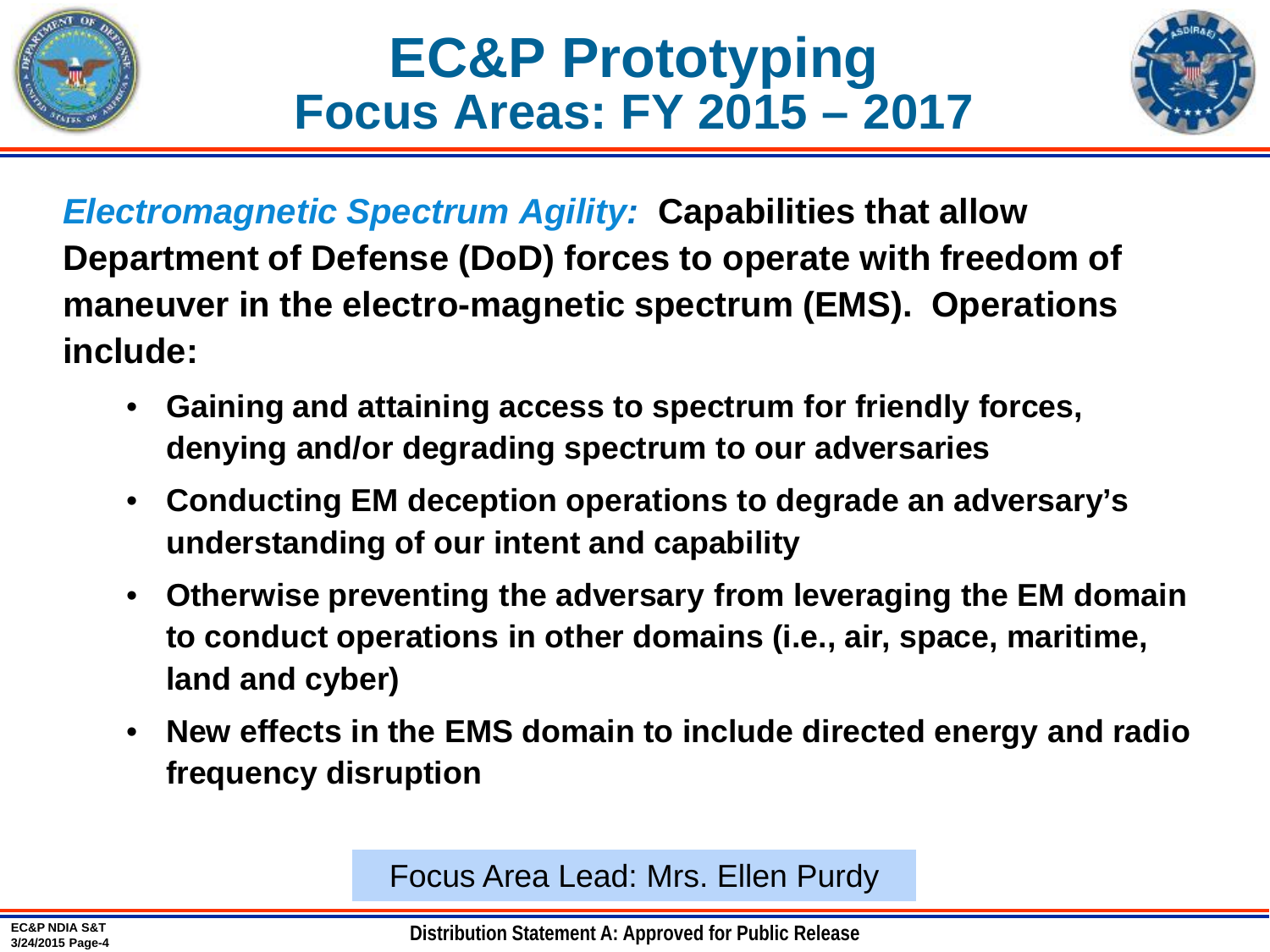# EC&P Prototyping
## Focus Areas: FY 2015 – 2017

***Electromagnetic Spectrum Agility:*** **Capabilities that allow Department of Defense (DoD) forces to operate with freedom of maneuver in the electro-magnetic spectrum (EMS). Operations include:**

- **Gaining and attaining access to spectrum for friendly forces, denying and/or degrading spectrum to our adversaries**
- **Conducting EM deception operations to degrade an adversary's understanding of our intent and capability**
- **Otherwise preventing the adversary from leveraging the EM domain to conduct operations in other domains (i.e., air, space, maritime, land and cyber)**
- **New effects in the EMS domain to include directed energy and radio frequency disruption**

Focus Area Lead: Mrs. Ellen Purdy

**Distribution Statement A: Approved for Public Release**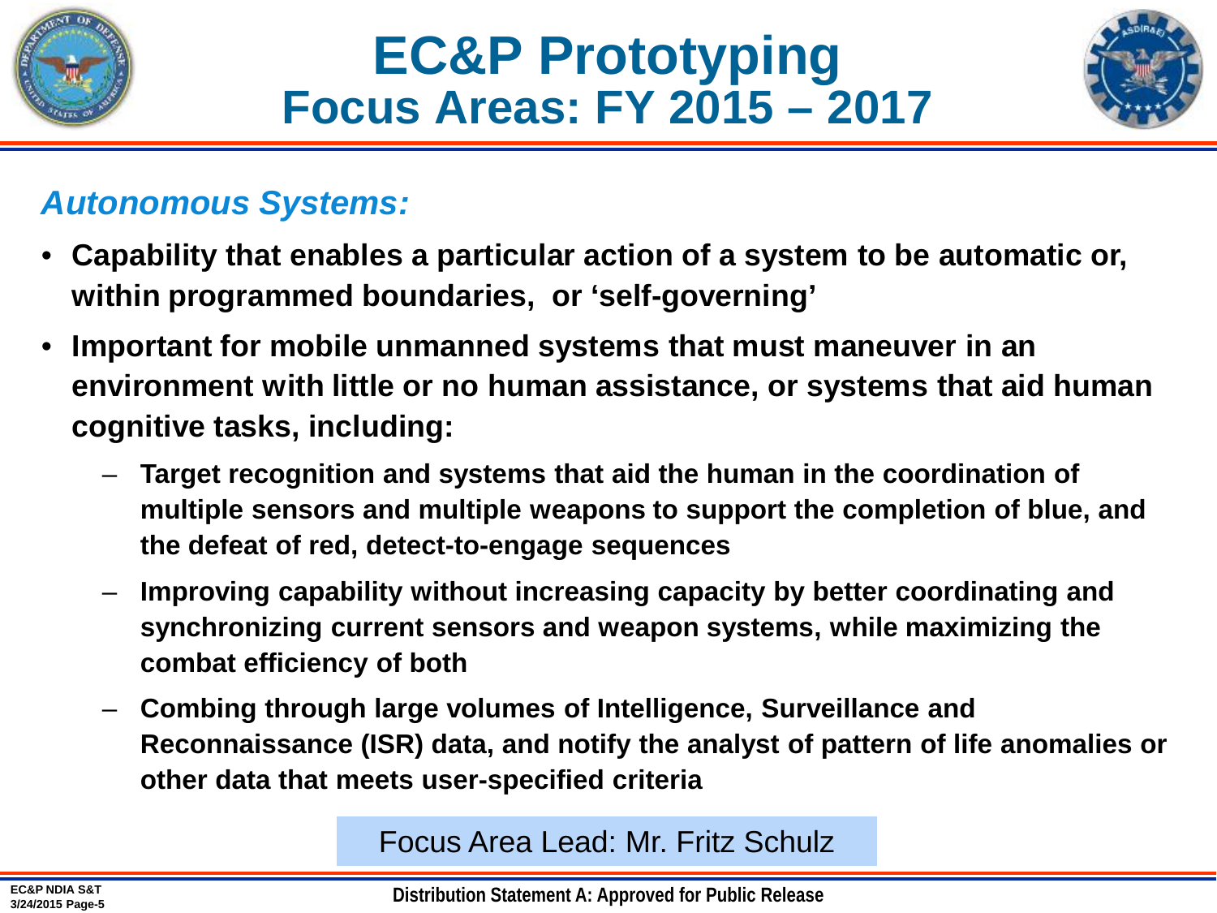# EC&P Prototyping
## Focus Areas: FY 2015 – 2017

*Autonomous Systems:*

- **Capability that enables a particular action of a system to be automatic or, within programmed boundaries, or 'self-governing'**
- **Important for mobile unmanned systems that must maneuver in an environment with little or no human assistance, or systems that aid human cognitive tasks, including:**
  - **Target recognition and systems that aid the human in the coordination of multiple sensors and multiple weapons to support the completion of blue, and the defeat of red, detect-to-engage sequences**
  - **Improving capability without increasing capacity by better coordinating and synchronizing current sensors and weapon systems, while maximizing the combat efficiency of both**
  - **Combing through large volumes of Intelligence, Surveillance and Reconnaissance (ISR) data, and notify the analyst of pattern of life anomalies or other data that meets user-specified criteria**

Focus Area Lead: Mr. Fritz Schulz

Distribution Statement A: Approved for Public Release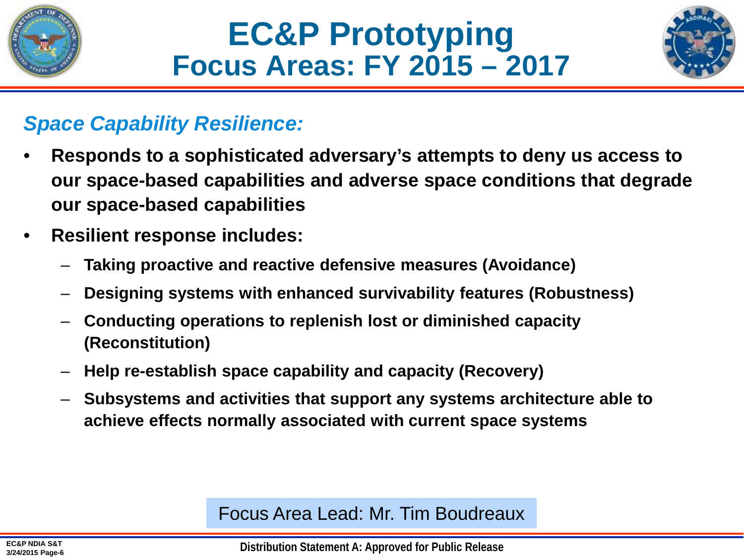# EC&P Prototyping
## Focus Areas: FY 2015 – 2017

### *Space Capability Resilience:*

- **Responds to a sophisticated adversary's attempts to deny us access to our space-based capabilities and adverse space conditions that degrade our space-based capabilities**
- **Resilient response includes:**
  - **Taking proactive and reactive defensive measures (Avoidance)**
  - **Designing systems with enhanced survivability features (Robustness)**
  - **Conducting operations to replenish lost or diminished capacity (Reconstitution)**
  - **Help re-establish space capability and capacity (Recovery)**
  - **Subsystems and activities that support any systems architecture able to achieve effects normally associated with current space systems**

Focus Area Lead: Mr. Tim Boudreaux

**Distribution Statement A: Approved for Public Release**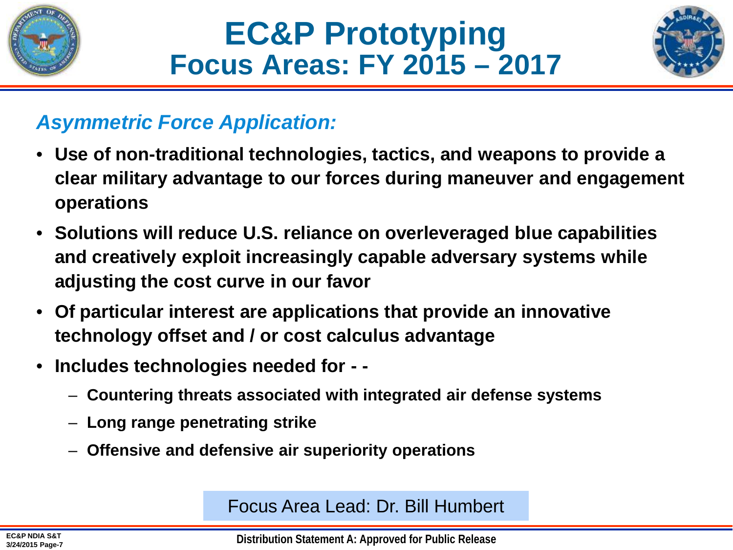# EC&P Prototyping
## Focus Areas: FY 2015 – 2017

### *Asymmetric Force Application:*

- **Use of non-traditional technologies, tactics, and weapons to provide a clear military advantage to our forces during maneuver and engagement operations**
- **Solutions will reduce U.S. reliance on overleveraged blue capabilities and creatively exploit increasingly capable adversary systems while adjusting the cost curve in our favor**
- **Of particular interest are applications that provide an innovative technology offset and / or cost calculus advantage**
- **Includes technologies needed for - -**
  - **Countering threats associated with integrated air defense systems**
  - **Long range penetrating strike**
  - **Offensive and defensive air superiority operations**

Focus Area Lead: Dr. Bill Humbert

**Distribution Statement A: Approved for Public Release**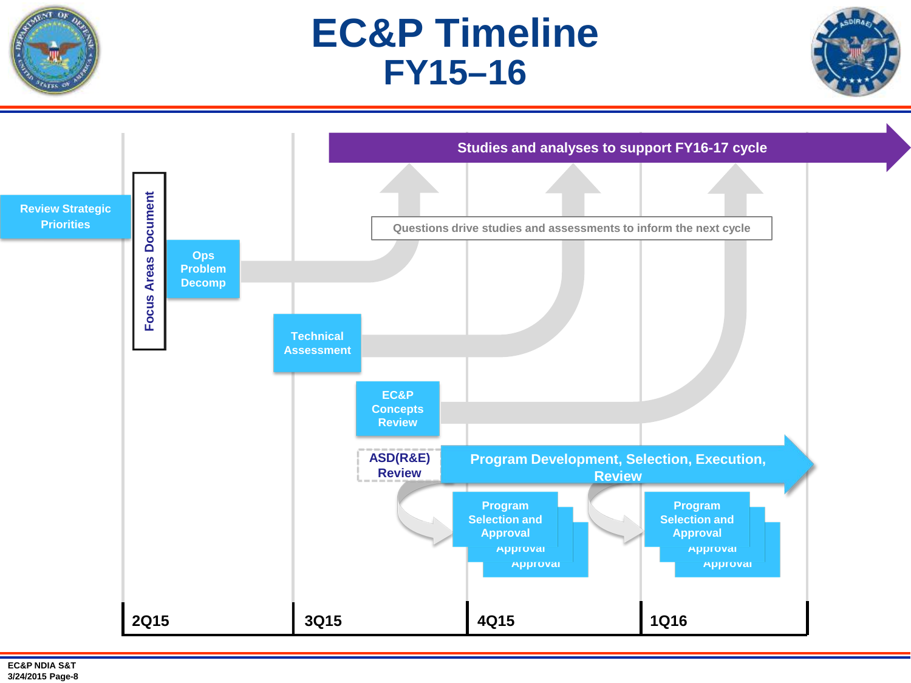# EC&P Timeline
## FY15–16

Studies and analyses to support FY16-17 cycle

Review Strategic Priorities

Focus Areas Document

Ops Problem Decomp

Questions drive studies and assessments to inform the next cycle

Technical Assessment

EC&P Concepts Review

ASD(R&E) Review

Program Development, Selection, Execution, Review

Program Selection and Approval

Program Selection and Approval

2Q15 | 3Q15 | 4Q15 | 1Q16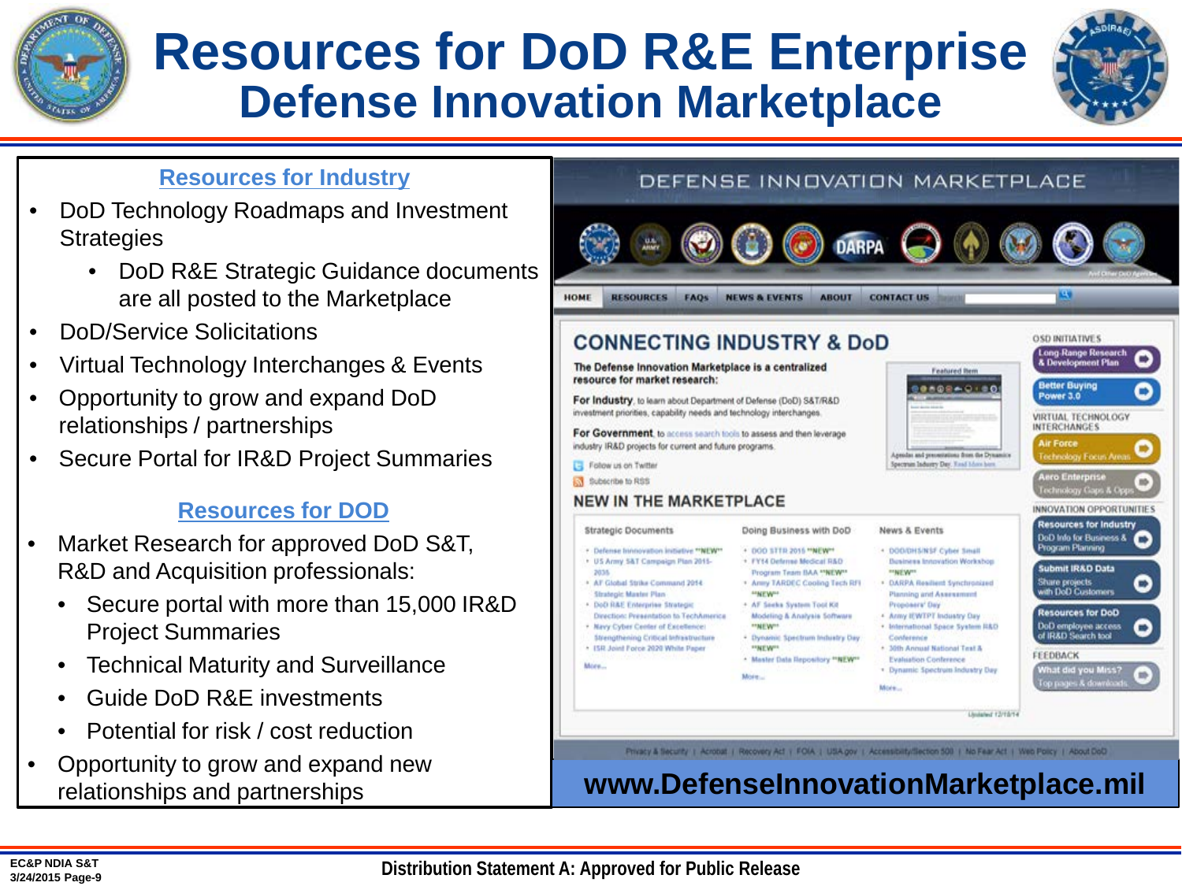# Resources for DoD R&E Enterprise
## Defense Innovation Marketplace

### Resources for Industry

- DoD Technology Roadmaps and Investment Strategies
  - DoD R&E Strategic Guidance documents are all posted to the Marketplace
- DoD/Service Solicitations
- Virtual Technology Interchanges & Events
- Opportunity to grow and expand DoD relationships / partnerships
- Secure Portal for IR&D Project Summaries

### Resources for DOD

- Market Research for approved DoD S&T, R&D and Acquisition professionals:
  - Secure portal with more than 15,000 IR&D Project Summaries
  - Technical Maturity and Surveillance
  - Guide DoD R&E investments
  - Potential for risk / cost reduction
- Opportunity to grow and expand new relationships and partnerships

**www.DefenseInnovationMarketplace.mil**

Distribution Statement A: Approved for Public Release